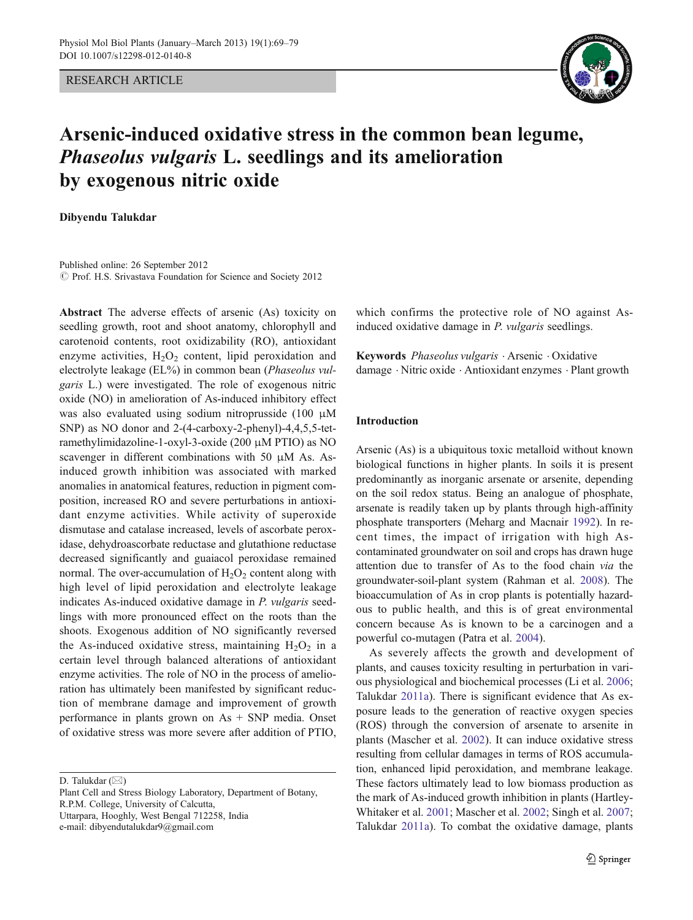RESEARCH ARTICLE

# Arsenic-induced oxidative stress in the common bean legume, *Phaseolus vulgaris* L. seedlings and its amelioration by exogenous nitric oxide

**Dibyendu Talukdar**

Published online: 26 September 2012
© Prof. H.S. Srivastava Foundation for Science and Society 2012

**Abstract** The adverse effects of arsenic (As) toxicity on seedling growth, root and shoot anatomy, chlorophyll and carotenoid contents, root oxidizability (RO), antioxidant enzyme activities, $H_2O_2$ content, lipid peroxidation and electrolyte leakage (EL%) in common bean (*Phaseolus vulgaris* L.) were investigated. The role of exogenous nitric oxide (NO) in amelioration of As-induced inhibitory effect was also evaluated using sodium nitroprusside (100 μM SNP) as NO donor and 2-(4-carboxy-2-phenyl)-4,4,5,5-tetramethylimidazoline-1-oxyl-3-oxide (200 μM PTIO) as NO scavenger in different combinations with 50 μM As. As-induced growth inhibition was associated with marked anomalies in anatomical features, reduction in pigment composition, increased RO and severe perturbations in antioxidant enzyme activities. While activity of superoxide dismutase and catalase increased, levels of ascorbate peroxidase, dehydroascorbate reductase and glutathione reductase decreased significantly and guaiacol peroxidase remained normal. The over-accumulation of $H_2O_2$ content along with high level of lipid peroxidation and electrolyte leakage indicates As-induced oxidative damage in *P. vulgaris* seedlings with more pronounced effect on the roots than the shoots. Exogenous addition of NO significantly reversed the As-induced oxidative stress, maintaining $H_2O_2$ in a certain level through balanced alterations of antioxidant enzyme activities. The role of NO in the process of amelioration has ultimately been manifested by significant reduction of membrane damage and improvement of growth performance in plants grown on As + SNP media. Onset of oxidative stress was more severe after addition of PTIO, which confirms the protective role of NO against As-induced oxidative damage in *P. vulgaris* seedlings.

**Keywords** *Phaseolus vulgaris* · Arsenic · Oxidative damage · Nitric oxide · Antioxidant enzymes · Plant growth

D. Talukdar (✉)
Plant Cell and Stress Biology Laboratory, Department of Botany, R.P.M. College, University of Calcutta, Uttarpara, Hooghly, West Bengal 712258, India
e-mail: dibyendutalukdar9@gmail.com

## Introduction

Arsenic (As) is a ubiquitous toxic metalloid without known biological functions in higher plants. In soils it is present predominantly as inorganic arsenate or arsenite, depending on the soil redox status. Being an analogue of phosphate, arsenate is readily taken up by plants through high-affinity phosphate transporters (Meharg and Macnair 1992). In recent times, the impact of irrigation with high As-contaminated groundwater on soil and crops has drawn huge attention due to transfer of As to the food chain *via* the groundwater-soil-plant system (Rahman et al. 2008). The bioaccumulation of As in crop plants is potentially hazardous to public health, and this is of great environmental concern because As is known to be a carcinogen and a powerful co-mutagen (Patra et al. 2004).

As severely affects the growth and development of plants, and causes toxicity resulting in perturbation in various physiological and biochemical processes (Li et al. 2006; Talukdar 2011a). There is significant evidence that As exposure leads to the generation of reactive oxygen species (ROS) through the conversion of arsenate to arsenite in plants (Mascher et al. 2002). It can induce oxidative stress resulting from cellular damages in terms of ROS accumulation, enhanced lipid peroxidation, and membrane leakage. These factors ultimately lead to low biomass production as the mark of As-induced growth inhibition in plants (Hartley-Whitaker et al. 2001; Mascher et al. 2002; Singh et al. 2007; Talukdar 2011a). To combat the oxidative damage, plants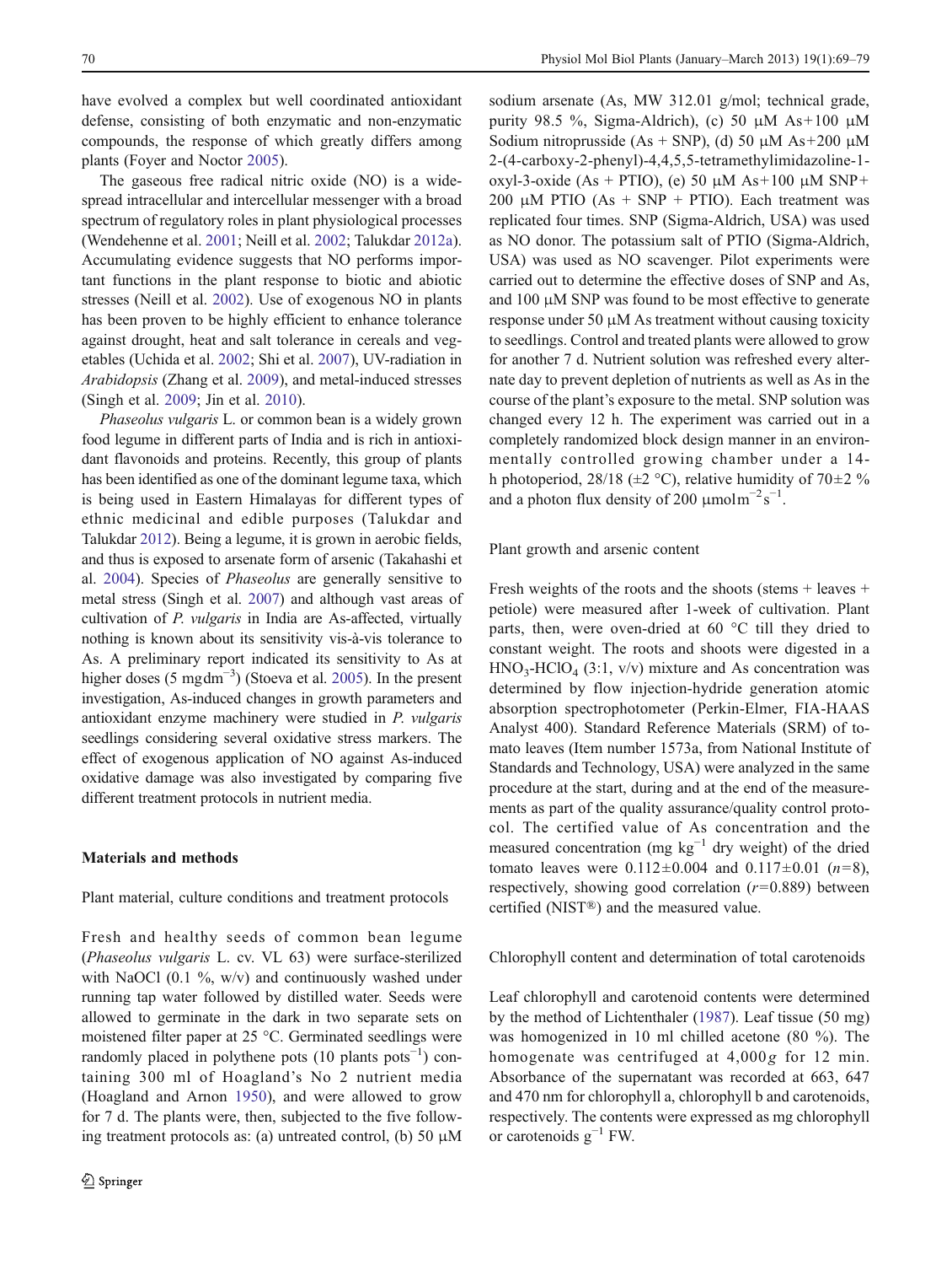have evolved a complex but well coordinated antioxidant defense, consisting of both enzymatic and non-enzymatic compounds, the response of which greatly differs among plants (Foyer and Noctor 2005).

The gaseous free radical nitric oxide (NO) is a widespread intracellular and intercellular messenger with a broad spectrum of regulatory roles in plant physiological processes (Wendehenne et al. 2001; Neill et al. 2002; Talukdar 2012a). Accumulating evidence suggests that NO performs important functions in the plant response to biotic and abiotic stresses (Neill et al. 2002). Use of exogenous NO in plants has been proven to be highly efficient to enhance tolerance against drought, heat and salt tolerance in cereals and vegetables (Uchida et al. 2002; Shi et al. 2007), UV-radiation in *Arabidopsis* (Zhang et al. 2009), and metal-induced stresses (Singh et al. 2009; Jin et al. 2010).

*Phaseolus vulgaris* L. or common bean is a widely grown food legume in different parts of India and is rich in antioxidant flavonoids and proteins. Recently, this group of plants has been identified as one of the dominant legume taxa, which is being used in Eastern Himalayas for different types of ethnic medicinal and edible purposes (Talukdar and Talukdar 2012). Being a legume, it is grown in aerobic fields, and thus is exposed to arsenate form of arsenic (Takahashi et al. 2004). Species of *Phaseolus* are generally sensitive to metal stress (Singh et al. 2007) and although vast areas of cultivation of *P. vulgaris* in India are As-affected, virtually nothing is known about its sensitivity vis-à-vis tolerance to As. A preliminary report indicated its sensitivity to As at higher doses (5 $mgdm^{-3}$) (Stoeva et al. 2005). In the present investigation, As-induced changes in growth parameters and antioxidant enzyme machinery were studied in *P. vulgaris* seedlings considering several oxidative stress markers. The effect of exogenous application of NO against As-induced oxidative damage was also investigated by comparing five different treatment protocols in nutrient media.

## Materials and methods

### Plant material, culture conditions and treatment protocols

Fresh and healthy seeds of common bean legume (*Phaseolus vulgaris* L. cv. VL 63) were surface-sterilized with NaOCl (0.1 %, w/v) and continuously washed under running tap water followed by distilled water. Seeds were allowed to germinate in the dark in two separate sets on moistened filter paper at 25 °C. Germinated seedlings were randomly placed in polythene pots (10 plants $pots^{-1}$) containing 300 ml of Hoagland's No 2 nutrient media (Hoagland and Arnon 1950), and were allowed to grow for 7 d. The plants were, then, subjected to the five following treatment protocols as: (a) untreated control, (b) 50 μM sodium arsenate (As, MW 312.01 g/mol; technical grade, purity 98.5 %, Sigma-Aldrich), (c) 50 μM As+100 μM Sodium nitroprusside (As + SNP), (d) 50 μM As+200 μM 2-(4-carboxy-2-phenyl)-4,4,5,5-tetramethylimidazoline-1-oxyl-3-oxide (As + PTIO), (e) 50 μM As+100 μM SNP+200 μM PTIO (As + SNP + PTIO). Each treatment was replicated four times. SNP (Sigma-Aldrich, USA) was used as NO donor. The potassium salt of PTIO (Sigma-Aldrich, USA) was used as NO scavenger. Pilot experiments were carried out to determine the effective doses of SNP and As, and 100 μM SNP was found to be most effective to generate response under 50 μM As treatment without causing toxicity to seedlings. Control and treated plants were allowed to grow for another 7 d. Nutrient solution was refreshed every alternate day to prevent depletion of nutrients as well as As in the course of the plant's exposure to the metal. SNP solution was changed every 12 h. The experiment was carried out in a completely randomized block design manner in an environmentally controlled growing chamber under a 14-h photoperiod, 28/18 (±2 °C), relative humidity of 70±2 % and a photon flux density of 200 $\mu mol m^{-2} s^{-1}$.

### Plant growth and arsenic content

Fresh weights of the roots and the shoots (stems + leaves + petiole) were measured after 1-week of cultivation. Plant parts, then, were oven-dried at 60 °C till they dried to constant weight. The roots and shoots were digested in a $HNO_3$-$HClO_4$ (3:1, v/v) mixture and As concentration was determined by flow injection-hydride generation atomic absorption spectrophotometer (Perkin-Elmer, FIA-HAAS Analyst 400). Standard Reference Materials (SRM) of tomato leaves (Item number 1573a, from National Institute of Standards and Technology, USA) were analyzed in the same procedure at the start, during and at the end of the measurements as part of the quality assurance/quality control protocol. The certified value of As concentration and the measured concentration (mg $kg^{-1}$ dry weight) of the dried tomato leaves were 0.112±0.004 and 0.117±0.01 ($n$=8), respectively, showing good correlation ($r$=0.889) between certified (NIST®) and the measured value.

### Chlorophyll content and determination of total carotenoids

Leaf chlorophyll and carotenoid contents were determined by the method of Lichtenthaler (1987). Leaf tissue (50 mg) was homogenized in 10 ml chilled acetone (80 %). The homogenate was centrifuged at 4,000$g$ for 12 min. Absorbance of the supernatant was recorded at 663, 647 and 470 nm for chlorophyll a, chlorophyll b and carotenoids, respectively. The contents were expressed as mg chlorophyll or carotenoids $g^{-1}$ FW.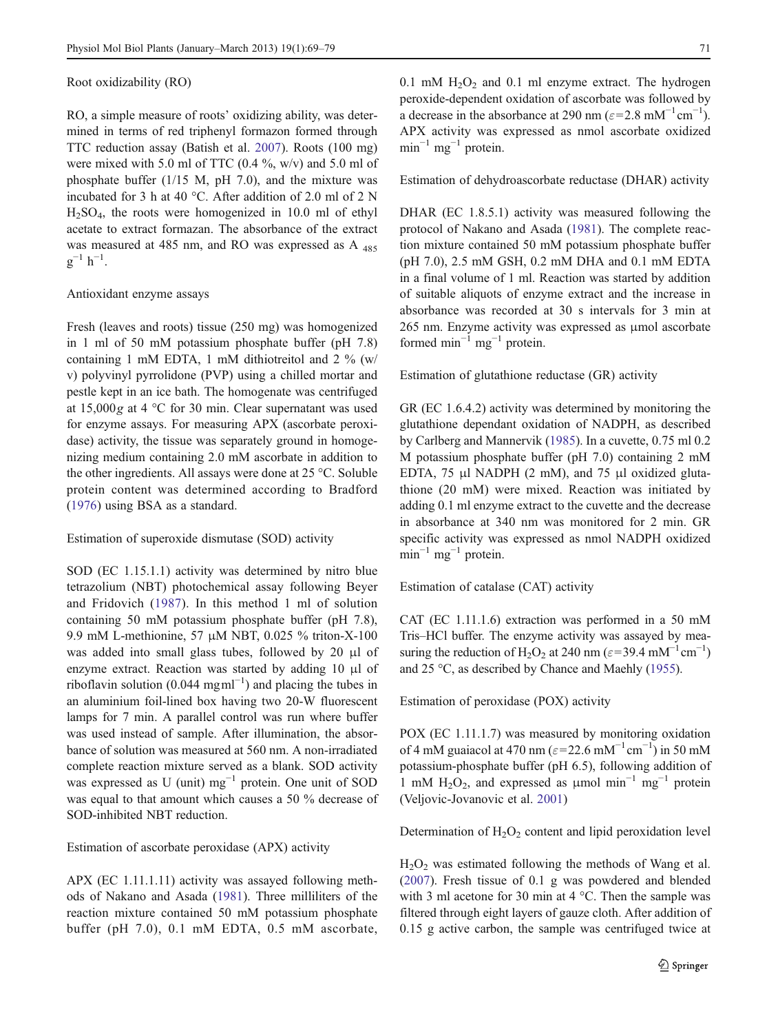Root oxidizability (RO)

RO, a simple measure of roots' oxidizing ability, was determined in terms of red triphenyl formazon formed through TTC reduction assay (Batish et al. 2007). Roots (100 mg) were mixed with 5.0 ml of TTC (0.4 %, w/v) and 5.0 ml of phosphate buffer (1/15 M, pH 7.0), and the mixture was incubated for 3 h at 40 °C. After addition of 2.0 ml of 2 N $H_2SO_4$, the roots were homogenized in 10.0 ml of ethyl acetate to extract formazan. The absorbance of the extract was measured at 485 nm, and RO was expressed as $A_{485}$ $g^{-1}$ $h^{-1}$.

Antioxidant enzyme assays

Fresh (leaves and roots) tissue (250 mg) was homogenized in 1 ml of 50 mM potassium phosphate buffer (pH 7.8) containing 1 mM EDTA, 1 mM dithiotreitol and 2 % (w/v) polyvinyl pyrrolidone (PVP) using a chilled mortar and pestle kept in an ice bath. The homogenate was centrifuged at 15,000*g* at 4 °C for 30 min. Clear supernatant was used for enzyme assays. For measuring APX (ascorbate peroxidase) activity, the tissue was separately ground in homogenizing medium containing 2.0 mM ascorbate in addition to the other ingredients. All assays were done at 25 °C. Soluble protein content was determined according to Bradford (1976) using BSA as a standard.

Estimation of superoxide dismutase (SOD) activity

SOD (EC 1.15.1.1) activity was determined by nitro blue tetrazolium (NBT) photochemical assay following Beyer and Fridovich (1987). In this method 1 ml of solution containing 50 mM potassium phosphate buffer (pH 7.8), 9.9 mM L-methionine, 57 μM NBT, 0.025 % triton-X-100 was added into small glass tubes, followed by 20 μl of enzyme extract. Reaction was started by adding 10 μl of riboflavin solution (0.044 $mg ml^{-1}$) and placing the tubes in an aluminium foil-lined box having two 20-W fluorescent lamps for 7 min. A parallel control was run where buffer was used instead of sample. After illumination, the absorbance of solution was measured at 560 nm. A non-irradiated complete reaction mixture served as a blank. SOD activity was expressed as U (unit) $mg^{-1}$ protein. One unit of SOD was equal to that amount which causes a 50 % decrease of SOD-inhibited NBT reduction.

Estimation of ascorbate peroxidase (APX) activity

APX (EC 1.11.1.11) activity was assayed following methods of Nakano and Asada (1981). Three milliliters of the reaction mixture contained 50 mM potassium phosphate buffer (pH 7.0), 0.1 mM EDTA, 0.5 mM ascorbate, 0.1 mM $H_2O_2$ and 0.1 ml enzyme extract. The hydrogen peroxide-dependent oxidation of ascorbate was followed by a decrease in the absorbance at 290 nm ($\varepsilon$=2.8 $mM^{-1} cm^{-1}$). APX activity was expressed as nmol ascorbate oxidized $min^{-1}$ $mg^{-1}$ protein.

Estimation of dehydroascorbate reductase (DHAR) activity

DHAR (EC 1.8.5.1) activity was measured following the protocol of Nakano and Asada (1981). The complete reaction mixture contained 50 mM potassium phosphate buffer (pH 7.0), 2.5 mM GSH, 0.2 mM DHA and 0.1 mM EDTA in a final volume of 1 ml. Reaction was started by addition of suitable aliquots of enzyme extract and the increase in absorbance was recorded at 30 s intervals for 3 min at 265 nm. Enzyme activity was expressed as μmol ascorbate formed $min^{-1}$ $mg^{-1}$ protein.

Estimation of glutathione reductase (GR) activity

GR (EC 1.6.4.2) activity was determined by monitoring the glutathione dependant oxidation of NADPH, as described by Carlberg and Mannervik (1985). In a cuvette, 0.75 ml 0.2 M potassium phosphate buffer (pH 7.0) containing 2 mM EDTA, 75 μl NADPH (2 mM), and 75 μl oxidized glutathione (20 mM) were mixed. Reaction was initiated by adding 0.1 ml enzyme extract to the cuvette and the decrease in absorbance at 340 nm was monitored for 2 min. GR specific activity was expressed as nmol NADPH oxidized $min^{-1}$ $mg^{-1}$ protein.

Estimation of catalase (CAT) activity

CAT (EC 1.11.1.6) extraction was performed in a 50 mM Tris–HCl buffer. The enzyme activity was assayed by measuring the reduction of $H_2O_2$ at 240 nm ($\varepsilon$=39.4 $mM^{-1} cm^{-1}$) and 25 °C, as described by Chance and Maehly (1955).

Estimation of peroxidase (POX) activity

POX (EC 1.11.1.7) was measured by monitoring oxidation of 4 mM guaiacol at 470 nm ($\varepsilon$=22.6 $mM^{-1} cm^{-1}$) in 50 mM potassium-phosphate buffer (pH 6.5), following addition of 1 mM $H_2O_2$, and expressed as μmol $min^{-1}$ $mg^{-1}$ protein (Veljovic-Jovanovic et al. 2001)

Determination of $H_2O_2$ content and lipid peroxidation level

$H_2O_2$ was estimated following the methods of Wang et al. (2007). Fresh tissue of 0.1 g was powdered and blended with 3 ml acetone for 30 min at 4 °C. Then the sample was filtered through eight layers of gauze cloth. After addition of 0.15 g active carbon, the sample was centrifuged twice at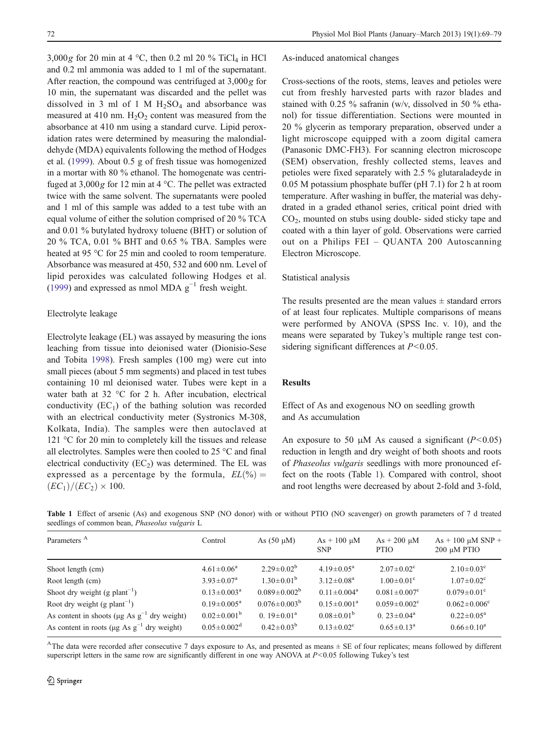3,000*g* for 20 min at 4 °C, then 0.2 ml 20 % $TiCl_4$ in HCl and 0.2 ml ammonia was added to 1 ml of the supernatant. After reaction, the compound was centrifuged at 3,000*g* for 10 min, the supernatant was discarded and the pellet was dissolved in 3 ml of 1 M $H_2SO_4$ and absorbance was measured at 410 nm. $H_2O_2$ content was measured from the absorbance at 410 nm using a standard curve. Lipid peroxidation rates were determined by measuring the malondialdehyde (MDA) equivalents following the method of Hodges et al. (1999). About 0.5 g of fresh tissue was homogenized in a mortar with 80 % ethanol. The homogenate was centrifuged at 3,000*g* for 12 min at 4 °C. The pellet was extracted twice with the same solvent. The supernatants were pooled and 1 ml of this sample was added to a test tube with an equal volume of either the solution comprised of 20 % TCA and 0.01 % butylated hydroxy toluene (BHT) or solution of 20 % TCA, 0.01 % BHT and 0.65 % TBA. Samples were heated at 95 °C for 25 min and cooled to room temperature. Absorbance was measured at 450, 532 and 600 nm. Level of lipid peroxides was calculated following Hodges et al. (1999) and expressed as nmol MDA $g^{-1}$ fresh weight.

### Electrolyte leakage

Electrolyte leakage (EL) was assayed by measuring the ions leaching from tissue into deionised water (Dionisio-Sese and Tobita 1998). Fresh samples (100 mg) were cut into small pieces (about 5 mm segments) and placed in test tubes containing 10 ml deionised water. Tubes were kept in a water bath at 32 °C for 2 h. After incubation, electrical conductivity ($EC_1$) of the bathing solution was recorded with an electrical conductivity meter (Systronics M-308, Kolkata, India). The samples were then autoclaved at 121 °C for 20 min to completely kill the tissues and release all electrolytes. Samples were then cooled to 25 °C and final electrical conductivity ($EC_2$) was determined. The EL was expressed as a percentage by the formula, $EL(\%) = (EC_1)/(EC_2) \times 100$.

### As-induced anatomical changes

Cross-sections of the roots, stems, leaves and petioles were cut from freshly harvested parts with razor blades and stained with 0.25 % safranin (w/v, dissolved in 50 % ethanol) for tissue differentiation. Sections were mounted in 20 % glycerin as temporary preparation, observed under a light microscope equipped with a zoom digital camera (Panasonic DMC-FH3). For scanning electron microscope (SEM) observation, freshly collected stems, leaves and petioles were fixed separately with 2.5 % glutaraladeyde in 0.05 M potassium phosphate buffer (pH 7.1) for 2 h at room temperature. After washing in buffer, the material was dehydrated in a graded ethanol series, critical point dried with $CO_2$, mounted on stubs using double- sided sticky tape and coated with a thin layer of gold. Observations were carried out on a Philips FEI – QUANTA 200 Autoscanning Electron Microscope.

### Statistical analysis

The results presented are the mean values ± standard errors of at least four replicates. Multiple comparisons of means were performed by ANOVA (SPSS Inc. v. 10), and the means were separated by Tukey's multiple range test considering significant differences at $P<0.05$.

## Results

### Effect of As and exogenous NO on seedling growth and As accumulation

An exposure to 50 μM As caused a significant ($P<0.05$) reduction in length and dry weight of both shoots and roots of *Phaseolus vulgaris* seedlings with more pronounced effect on the roots (Table 1). Compared with control, shoot and root lengths were decreased by about 2-fold and 3-fold,

**Table 1** Effect of arsenic (As) and exogenous SNP (NO donor) with or without PTIO (NO scavenger) on growth parameters of 7 d treated seedlings of common bean, *Phaseolus vulgaris* L

| Parameters [A] | Control | As (50 μM) | As + 100 μM SNP | As + 200 μM PTIO | As + 100 μM SNP + 200 μM PTIO |
|---|---|---|---|---|---|
| Shoot length (cm) | 4.61±0.06[a] | 2.29±0.02[b] | 4.19±0.05[a] | 2.07±0.02[c] | 2.10±0.03[c] |
| Root length (cm) | 3.93±0.07[a] | 1.30±0.01[b] | 3.12±0.08[a] | 1.00±0.01[c] | 1.07±0.02[c] |
| Shoot dry weight (g $plant^{-1}$) | 0.13±0.003[a] | 0.089±0.002[b] | 0.11±0.004[a] | 0.081±0.007[c] | 0.079±0.01[c] |
| Root dry weight (g $plant^{-1}$) | 0.19±0.005[a] | 0.076±0.003[b] | 0.15±0.001[a] | 0.059±0.002[c] | 0.062±0.006[c] |
| As content in shoots (μg As $g^{-1}$ dry weight) | 0.02±0.001[b] | 0. 19±0.01[a] | 0.08±0.01[b] | 0. 23±0.04[a] | 0.22±0.05[a] |
| As content in roots (μg As $g^{-1}$ dry weight) | 0.05±0.002[d] | 0.42±0.03[b] | 0.13±0.02[c] | 0.65±0.13[a] | 0.66±0.10[a] |

[A] The data were recorded after consecutive 7 days exposure to As, and presented as means ± SE of four replicates; means followed by different superscript letters in the same row are significantly different in one way ANOVA at $P<0.05$ following Tukey's test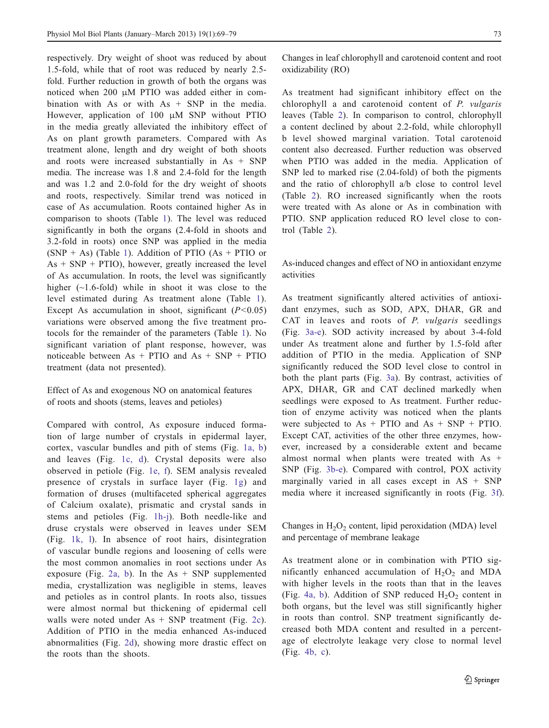respectively. Dry weight of shoot was reduced by about 1.5-fold, while that of root was reduced by nearly 2.5-fold. Further reduction in growth of both the organs was noticed when 200 μM PTIO was added either in combination with As or with As + SNP in the media. However, application of 100 μM SNP without PTIO in the media greatly alleviated the inhibitory effect of As on plant growth parameters. Compared with As treatment alone, length and dry weight of both shoots and roots were increased substantially in As + SNP media. The increase was 1.8 and 2.4-fold for the length and was 1.2 and 2.0-fold for the dry weight of shoots and roots, respectively. Similar trend was noticed in case of As accumulation. Roots contained higher As in comparison to shoots (Table 1). The level was reduced significantly in both the organs (2.4-fold in shoots and 3.2-fold in roots) once SNP was applied in the media (SNP + As) (Table 1). Addition of PTIO (As + PTIO or As + SNP + PTIO), however, greatly increased the level of As accumulation. In roots, the level was significantly higher (~1.6-fold) while in shoot it was close to the level estimated during As treatment alone (Table 1). Except As accumulation in shoot, significant ($P<0.05$) variations were observed among the five treatment protocols for the remainder of the parameters (Table 1). No significant variation of plant response, however, was noticeable between As + PTIO and As + SNP + PTIO treatment (data not presented).

### Effect of As and exogenous NO on anatomical features of roots and shoots (stems, leaves and petioles)

Compared with control, As exposure induced formation of large number of crystals in epidermal layer, cortex, vascular bundles and pith of stems (Fig. 1a, b) and leaves (Fig. 1c, d). Crystal deposits were also observed in petiole (Fig. 1e, f). SEM analysis revealed presence of crystals in surface layer (Fig. 1g) and formation of druses (multifaceted spherical aggregates of Calcium oxalate), prismatic and crystal sands in stems and petioles (Fig. 1h-j). Both needle-like and druse crystals were observed in leaves under SEM (Fig. 1k, l). In absence of root hairs, disintegration of vascular bundle regions and loosening of cells were the most common anomalies in root sections under As exposure (Fig. 2a, b). In the As + SNP supplemented media, crystallization was negligible in stems, leaves and petioles as in control plants. In roots also, tissues were almost normal but thickening of epidermal cell walls were noted under As + SNP treatment (Fig. 2c). Addition of PTIO in the media enhanced As-induced abnormalities (Fig. 2d), showing more drastic effect on the roots than the shoots.

### Changes in leaf chlorophyll and carotenoid content and root oxidizability (RO)

As treatment had significant inhibitory effect on the chlorophyll a and carotenoid content of *P. vulgaris* leaves (Table 2). In comparison to control, chlorophyll a content declined by about 2.2-fold, while chlorophyll b level showed marginal variation. Total carotenoid content also decreased. Further reduction was observed when PTIO was added in the media. Application of SNP led to marked rise (2.04-fold) of both the pigments and the ratio of chlorophyll a/b close to control level (Table 2). RO increased significantly when the roots were treated with As alone or As in combination with PTIO. SNP application reduced RO level close to control (Table 2).

### As-induced changes and effect of NO in antioxidant enzyme activities

As treatment significantly altered activities of antioxidant enzymes, such as SOD, APX, DHAR, GR and CAT in leaves and roots of *P. vulgaris* seedlings (Fig. 3a-e). SOD activity increased by about 3-4-fold under As treatment alone and further by 1.5-fold after addition of PTIO in the media. Application of SNP significantly reduced the SOD level close to control in both the plant parts (Fig. 3a). By contrast, activities of APX, DHAR, GR and CAT declined markedly when seedlings were exposed to As treatment. Further reduction of enzyme activity was noticed when the plants were subjected to As + PTIO and As + SNP + PTIO. Except CAT, activities of the other three enzymes, however, increased by a considerable extent and became almost normal when plants were treated with As + SNP (Fig. 3b-e). Compared with control, POX activity marginally varied in all cases except in AS + SNP media where it increased significantly in roots (Fig. 3f).

### Changes in $H_2O_2$ content, lipid peroxidation (MDA) level and percentage of membrane leakage

As treatment alone or in combination with PTIO significantly enhanced accumulation of $H_2O_2$ and MDA with higher levels in the roots than that in the leaves (Fig. 4a, b). Addition of SNP reduced $H_2O_2$ content in both organs, but the level was still significantly higher in roots than control. SNP treatment significantly decreased both MDA content and resulted in a percentage of electrolyte leakage very close to normal level (Fig. 4b, c).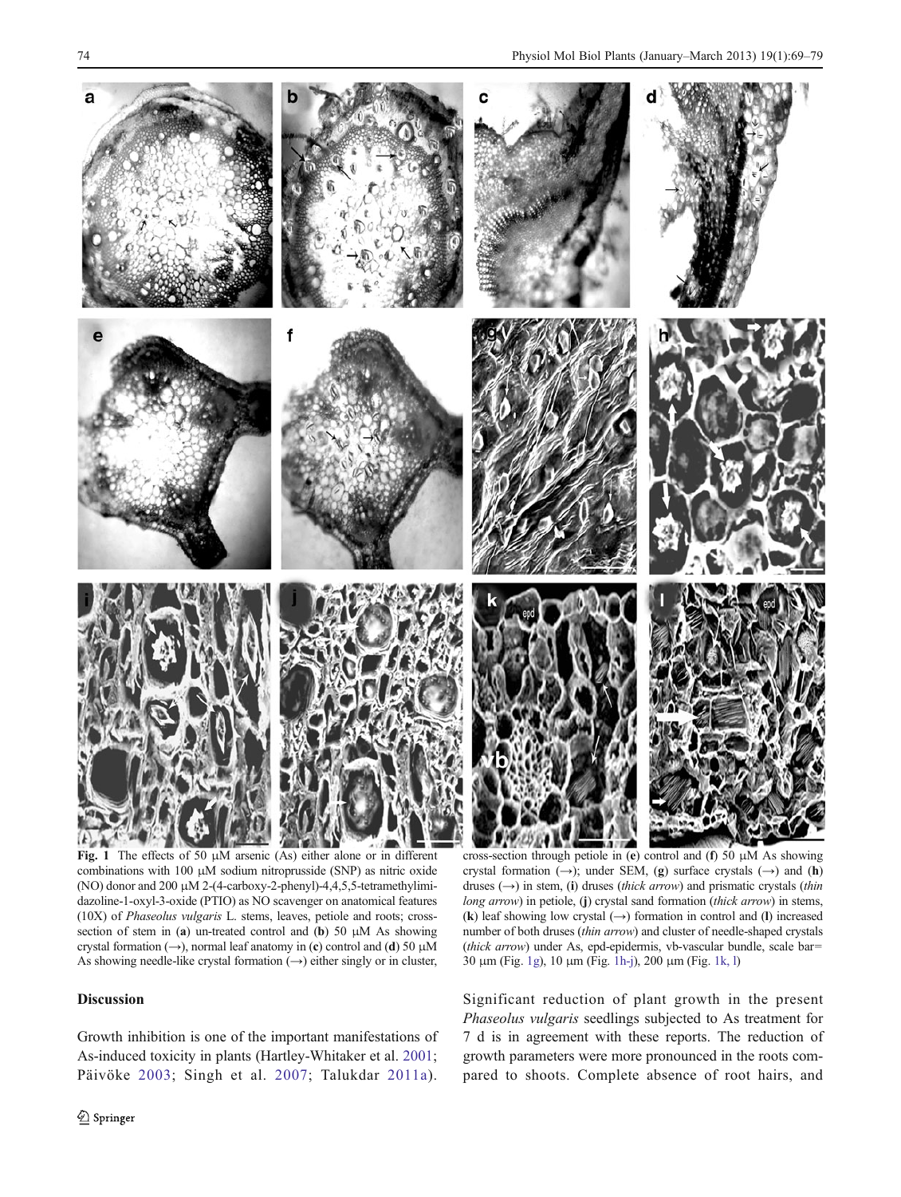Fig. 1 The effects of 50 μM arsenic (As) either alone or in different combinations with 100 μM sodium nitroprusside (SNP) as nitric oxide (NO) donor and 200 μM 2-(4-carboxy-2-phenyl)-4,4,5,5-tetramethylimidazoline-1-oxyl-3-oxide (PTIO) as NO scavenger on anatomical features (10X) of *Phaseolus vulgaris* L. stems, leaves, petiole and roots; cross-section of stem in (**a**) un-treated control and (**b**) 50 μM As showing crystal formation (→), normal leaf anatomy in (**c**) control and (**d**) 50 μM As showing needle-like crystal formation (→) either singly or in cluster, cross-section through petiole in (**e**) control and (**f**) 50 μM As showing crystal formation (→); under SEM, (**g**) surface crystals (→) and (**h**) druses (→) in stem, (**i**) druses (*thick arrow*) and prismatic crystals (*thin long arrow*) in petiole, (**j**) crystal sand formation (*thick arrow*) in stems, (**k**) leaf showing low crystal (→) formation in control and (**l**) increased number of both druses (*thin arrow*) and cluster of needle-shaped crystals (*thick arrow*) under As, epd-epidermis, vb-vascular bundle, scale bar= 30 μm (Fig. 1g), 10 μm (Fig. 1h-j), 200 μm (Fig. 1k, l)

## Discussion

Growth inhibition is one of the important manifestations of As-induced toxicity in plants (Hartley-Whitaker et al. 2001; Päivöke 2003; Singh et al. 2007; Talukdar 2011a). Significant reduction of plant growth in the present *Phaseolus vulgaris* seedlings subjected to As treatment for 7 d is in agreement with these reports. The reduction of growth parameters were more pronounced in the roots compared to shoots. Complete absence of root hairs, and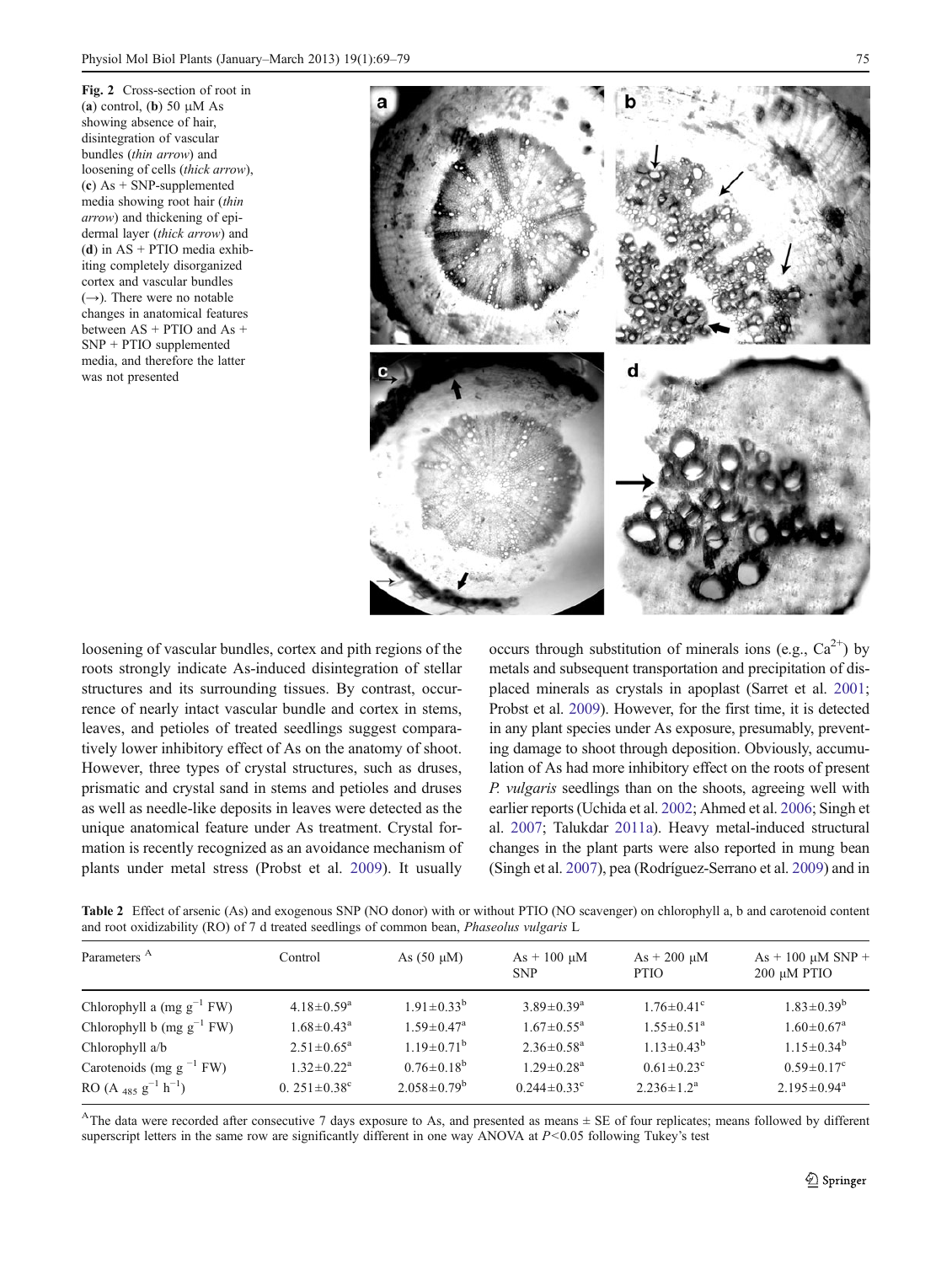Fig. 2 Cross-section of root in (**a**) control, (**b**) 50 μM As showing absence of hair, disintegration of vascular bundles (*thin arrow*) and loosening of cells (*thick arrow*), (**c**) As + SNP-supplemented media showing root hair (*thin arrow*) and thickening of epidermal layer (*thick arrow*) and (**d**) in AS + PTIO media exhibiting completely disorganized cortex and vascular bundles (→). There were no notable changes in anatomical features between AS + PTIO and As + SNP + PTIO supplemented media, and therefore the latter was not presented

loosening of vascular bundles, cortex and pith regions of the roots strongly indicate As-induced disintegration of stellar structures and its surrounding tissues. By contrast, occurrence of nearly intact vascular bundle and cortex in stems, leaves, and petioles of treated seedlings suggest comparatively lower inhibitory effect of As on the anatomy of shoot. However, three types of crystal structures, such as druses, prismatic and crystal sand in stems and petioles and druses as well as needle-like deposits in leaves were detected as the unique anatomical feature under As treatment. Crystal formation is recently recognized as an avoidance mechanism of plants under metal stress (Probst et al. 2009). It usually occurs through substitution of minerals ions (e.g., $Ca^{2+}$) by metals and subsequent transportation and precipitation of displaced minerals as crystals in apoplast (Sarret et al. 2001; Probst et al. 2009). However, for the first time, it is detected in any plant species under As exposure, presumably, preventing damage to shoot through deposition. Obviously, accumulation of As had more inhibitory effect on the roots of present *P. vulgaris* seedlings than on the shoots, agreeing well with earlier reports (Uchida et al. 2002; Ahmed et al. 2006; Singh et al. 2007; Talukdar 2011a). Heavy metal-induced structural changes in the plant parts were also reported in mung bean (Singh et al. 2007), pea (Rodríguez-Serrano et al. 2009) and in

Table 2 Effect of arsenic (As) and exogenous SNP (NO donor) with or without PTIO (NO scavenger) on chlorophyll a, b and carotenoid content and root oxidizability (RO) of 7 d treated seedlings of common bean, *Phaseolus vulgaris* L

| Parameters [A] | Control | As (50 μM) | As + 100 μM SNP | As + 200 μM PTIO | As + 100 μM SNP + 200 μM PTIO |
|---|---|---|---|---|---|
| Chlorophyll a (mg $g^{-1}$ FW) | $4.18\pm0.59^{a}$ | $1.91\pm0.33^{b}$ | $3.89\pm0.39^{a}$ | $1.76\pm0.41^{c}$ | $1.83\pm0.39^{b}$ |
| Chlorophyll b (mg $g^{-1}$ FW) | $1.68\pm0.43^{a}$ | $1.59\pm0.47^{a}$ | $1.67\pm0.55^{a}$ | $1.55\pm0.51^{a}$ | $1.60\pm0.67^{a}$ |
| Chlorophyll a/b | $2.51\pm0.65^{a}$ | $1.19\pm0.71^{b}$ | $2.36\pm0.58^{a}$ | $1.13\pm0.43^{b}$ | $1.15\pm0.34^{b}$ |
| Carotenoids (mg $g^{-1}$ FW) | $1.32\pm0.22^{a}$ | $0.76\pm0.18^{b}$ | $1.29\pm0.28^{a}$ | $0.61\pm0.23^{c}$ | $0.59\pm0.17^{c}$ |
| RO ($A_{485}$ $g^{-1}$ $h^{-1}$) | $0.251\pm0.38^{c}$ | $2.058\pm0.79^{b}$ | $0.244\pm0.33^{c}$ | $2.236\pm1.2^{a}$ | $2.195\pm0.94^{a}$ |

[A] The data were recorded after consecutive 7 days exposure to As, and presented as means ± SE of four replicates; means followed by different superscript letters in the same row are significantly different in one way ANOVA at $P<0.05$ following Tukey's test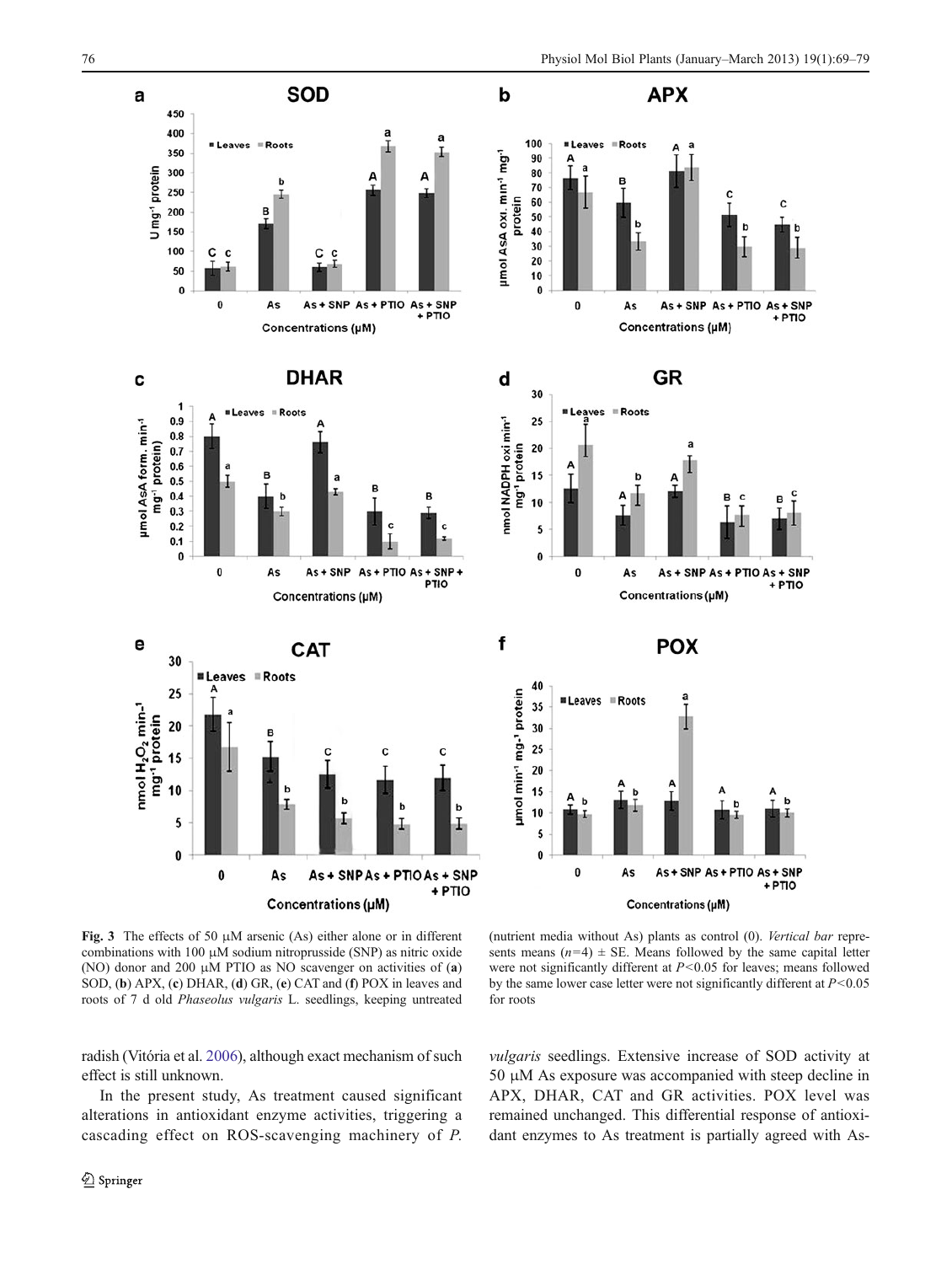**Fig. 3** The effects of 50 μM arsenic (As) either alone or in different combinations with 100 μM sodium nitroprusside (SNP) as nitric oxide (NO) donor and 200 μM PTIO as NO scavenger on activities of (**a**) SOD, (**b**) APX, (**c**) DHAR, (**d**) GR, (**e**) CAT and (**f**) POX in leaves and roots of 7 d old *Phaseolus vulgaris* L. seedlings, keeping untreated (nutrient media without As) plants as control (0). *Vertical bar* represents means ($n$=4) ± SE. Means followed by the same capital letter were not significantly different at $P$<0.05 for leaves; means followed by the same lower case letter were not significantly different at $P$<0.05 for roots

radish (Vitória et al. 2006), although exact mechanism of such effect is still unknown.

In the present study, As treatment caused significant alterations in antioxidant enzyme activities, triggering a cascading effect on ROS-scavenging machinery of *P. vulgaris* seedlings. Extensive increase of SOD activity at 50 μM As exposure was accompanied with steep decline in APX, DHAR, CAT and GR activities. POX level was remained unchanged. This differential response of antioxidant enzymes to As treatment is partially agreed with As-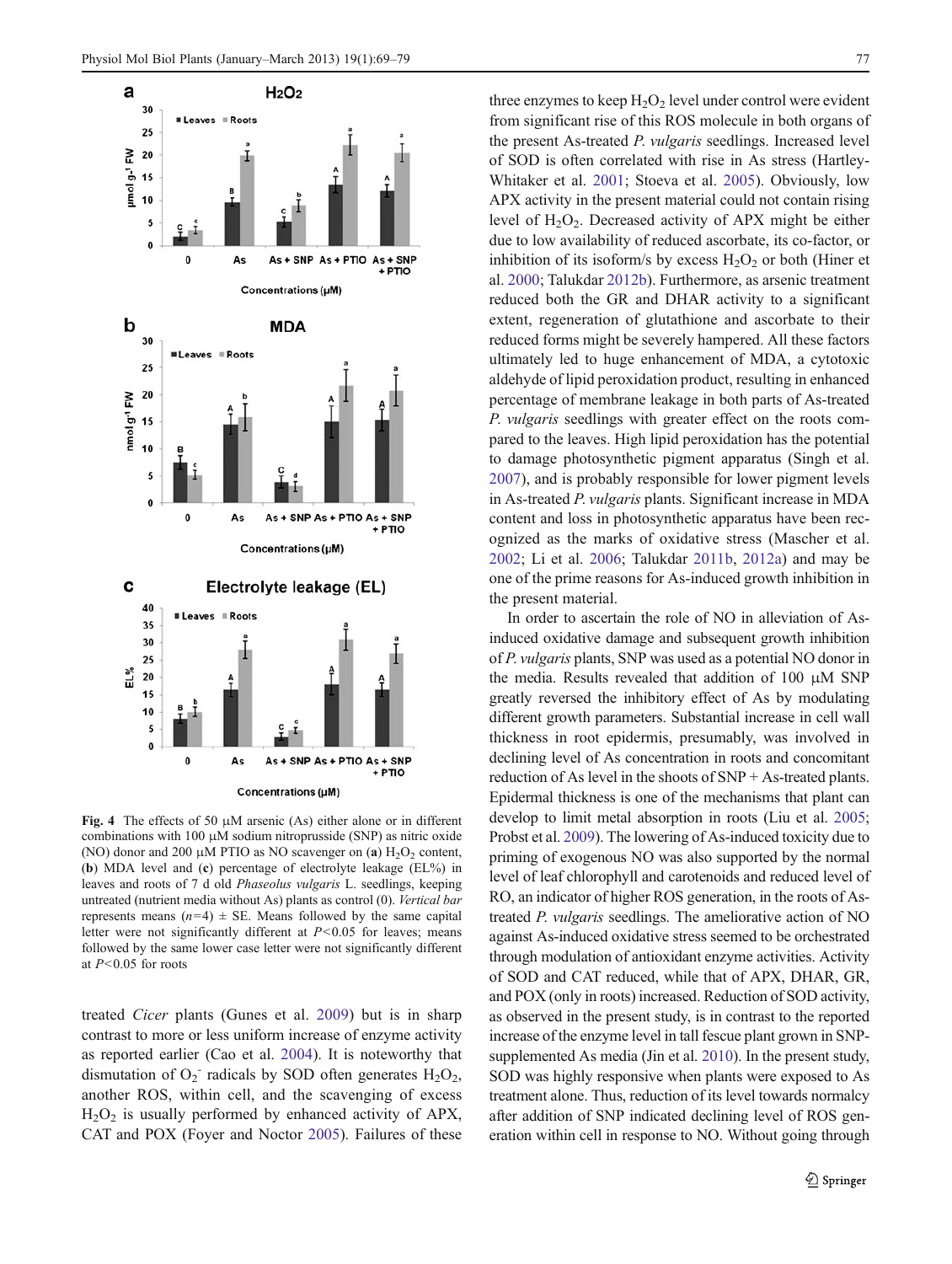**Fig. 4** The effects of 50 μM arsenic (As) either alone or in different combinations with 100 μM sodium nitroprusside (SNP) as nitric oxide (NO) donor and 200 μM PTIO as NO scavenger on (**a**) $H_2O_2$ content, (**b**) MDA level and (**c**) percentage of electrolyte leakage (EL%) in leaves and roots of 7 d old *Phaseolus vulgaris* L. seedlings, keeping untreated (nutrient media without As) plants as control (0). *Vertical bar* represents means ($n$=4) ± SE. Means followed by the same capital letter were not significantly different at $P$<0.05 for leaves; means followed by the same lower case letter were not significantly different at $P$<0.05 for roots

treated *Cicer* plants (Gunes et al. 2009) but is in sharp contrast to more or less uniform increase of enzyme activity as reported earlier (Cao et al. 2004). It is noteworthy that dismutation of $O_2^-$ radicals by SOD often generates $H_2O_2$, another ROS, within cell, and the scavenging of excess $H_2O_2$ is usually performed by enhanced activity of APX, CAT and POX (Foyer and Noctor 2005). Failures of these three enzymes to keep $H_2O_2$ level under control were evident from significant rise of this ROS molecule in both organs of the present As-treated *P. vulgaris* seedlings. Increased level of SOD is often correlated with rise in As stress (Hartley-Whitaker et al. 2001; Stoeva et al. 2005). Obviously, low APX activity in the present material could not contain rising level of $H_2O_2$. Decreased activity of APX might be either due to low availability of reduced ascorbate, its co-factor, or inhibition of its isoform/s by excess $H_2O_2$ or both (Hiner et al. 2000; Talukdar 2012b). Furthermore, as arsenic treatment reduced both the GR and DHAR activity to a significant extent, regeneration of glutathione and ascorbate to their reduced forms might be severely hampered. All these factors ultimately led to huge enhancement of MDA, a cytotoxic aldehyde of lipid peroxidation product, resulting in enhanced percentage of membrane leakage in both parts of As-treated *P. vulgaris* seedlings with greater effect on the roots compared to the leaves. High lipid peroxidation has the potential to damage photosynthetic pigment apparatus (Singh et al. 2007), and is probably responsible for lower pigment levels in As-treated *P. vulgaris* plants. Significant increase in MDA content and loss in photosynthetic apparatus have been recognized as the marks of oxidative stress (Mascher et al. 2002; Li et al. 2006; Talukdar 2011b, 2012a) and may be one of the prime reasons for As-induced growth inhibition in the present material.

In order to ascertain the role of NO in alleviation of As-induced oxidative damage and subsequent growth inhibition of *P. vulgaris* plants, SNP was used as a potential NO donor in the media. Results revealed that addition of 100 μM SNP greatly reversed the inhibitory effect of As by modulating different growth parameters. Substantial increase in cell wall thickness in root epidermis, presumably, was involved in declining level of As concentration in roots and concomitant reduction of As level in the shoots of SNP + As-treated plants. Epidermal thickness is one of the mechanisms that plant can develop to limit metal absorption in roots (Liu et al. 2005; Probst et al. 2009). The lowering of As-induced toxicity due to priming of exogenous NO was also supported by the normal level of leaf chlorophyll and carotenoids and reduced level of RO, an indicator of higher ROS generation, in the roots of As-treated *P. vulgaris* seedlings. The ameliorative action of NO against As-induced oxidative stress seemed to be orchestrated through modulation of antioxidant enzyme activities. Activity of SOD and CAT reduced, while that of APX, DHAR, GR, and POX (only in roots) increased. Reduction of SOD activity, as observed in the present study, is in contrast to the reported increase of the enzyme level in tall fescue plant grown in SNP-supplemented As media (Jin et al. 2010). In the present study, SOD was highly responsive when plants were exposed to As treatment alone. Thus, reduction of its level towards normalcy after addition of SNP indicated declining level of ROS generation within cell in response to NO. Without going through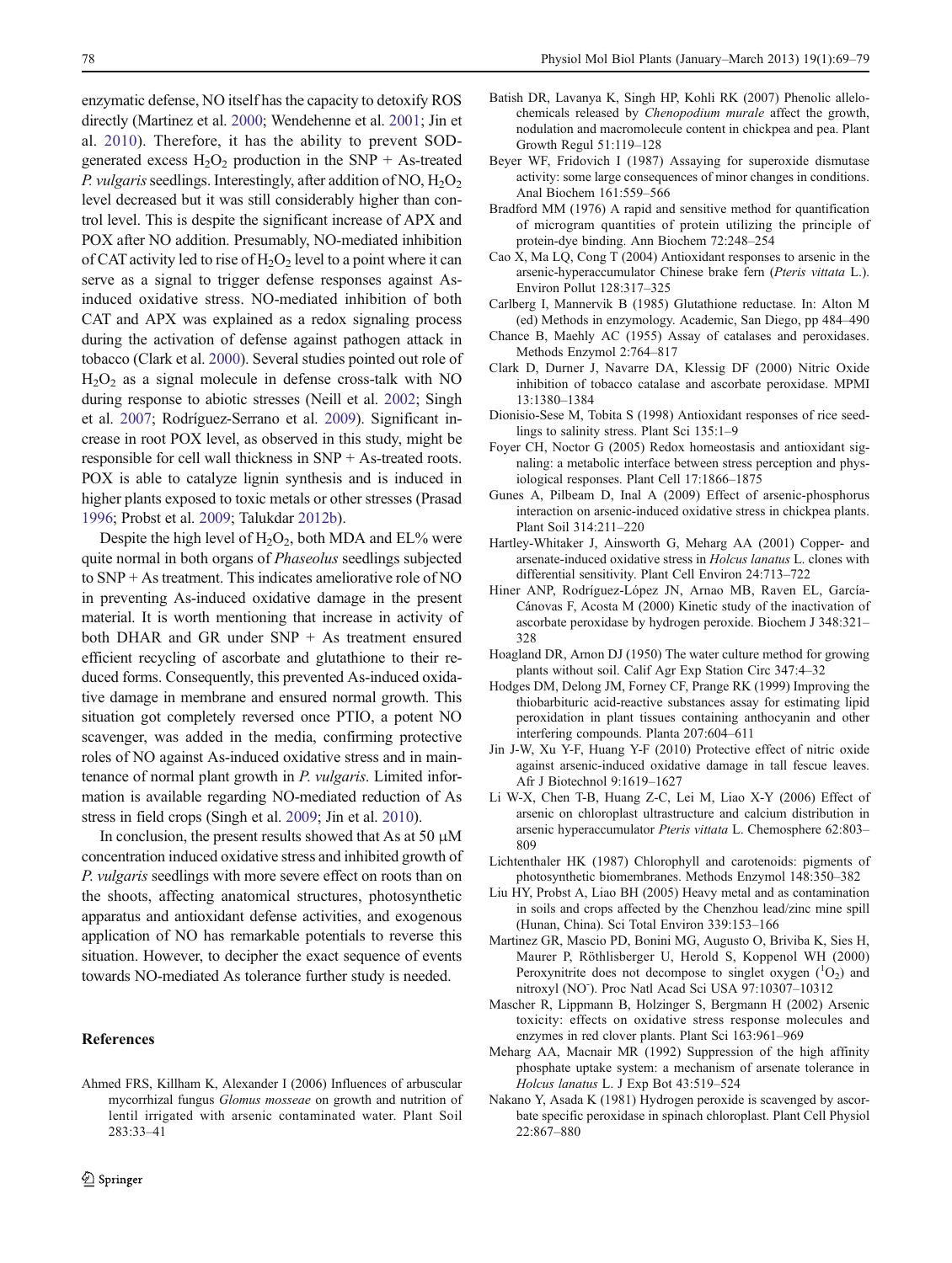enzymatic defense, NO itself has the capacity to detoxify ROS directly (Martinez et al. 2000; Wendehenne et al. 2001; Jin et al. 2010). Therefore, it has the ability to prevent SOD-generated excess $H_2O_2$ production in the SNP + As-treated *P. vulgaris* seedlings. Interestingly, after addition of NO, $H_2O_2$ level decreased but it was still considerably higher than control level. This is despite the significant increase of APX and POX after NO addition. Presumably, NO-mediated inhibition of CAT activity led to rise of $H_2O_2$ level to a point where it can serve as a signal to trigger defense responses against As-induced oxidative stress. NO-mediated inhibition of both CAT and APX was explained as a redox signaling process during the activation of defense against pathogen attack in tobacco (Clark et al. 2000). Several studies pointed out role of $H_2O_2$ as a signal molecule in defense cross-talk with NO during response to abiotic stresses (Neill et al. 2002; Singh et al. 2007; Rodríguez-Serrano et al. 2009). Significant increase in root POX level, as observed in this study, might be responsible for cell wall thickness in SNP + As-treated roots. POX is able to catalyze lignin synthesis and is induced in higher plants exposed to toxic metals or other stresses (Prasad 1996; Probst et al. 2009; Talukdar 2012b).

Despite the high level of $H_2O_2$, both MDA and EL% were quite normal in both organs of *Phaseolus* seedlings subjected to SNP + As treatment. This indicates ameliorative role of NO in preventing As-induced oxidative damage in the present material. It is worth mentioning that increase in activity of both DHAR and GR under SNP + As treatment ensured efficient recycling of ascorbate and glutathione to their reduced forms. Consequently, this prevented As-induced oxidative damage in membrane and ensured normal growth. This situation got completely reversed once PTIO, a potent NO scavenger, was added in the media, confirming protective roles of NO against As-induced oxidative stress and in maintenance of normal plant growth in *P. vulgaris*. Limited information is available regarding NO-mediated reduction of As stress in field crops (Singh et al. 2009; Jin et al. 2010).

In conclusion, the present results showed that As at 50 μM concentration induced oxidative stress and inhibited growth of *P. vulgaris* seedlings with more severe effect on roots than on the shoots, affecting anatomical structures, photosynthetic apparatus and antioxidant defense activities, and exogenous application of NO has remarkable potentials to reverse this situation. However, to decipher the exact sequence of events towards NO-mediated As tolerance further study is needed.

## References

Ahmed FRS, Killham K, Alexander I (2006) Influences of arbuscular mycorrhizal fungus *Glomus mosseae* on growth and nutrition of lentil irrigated with arsenic contaminated water. Plant Soil 283:33–41

Batish DR, Lavanya K, Singh HP, Kohli RK (2007) Phenolic allelochemicals released by *Chenopodium murale* affect the growth, nodulation and macromolecule content in chickpea and pea. Plant Growth Regul 51:119–128

Beyer WF, Fridovich I (1987) Assaying for superoxide dismutase activity: some large consequences of minor changes in conditions. Anal Biochem 161:559–566

Bradford MM (1976) A rapid and sensitive method for quantification of microgram quantities of protein utilizing the principle of protein-dye binding. Ann Biochem 72:248–254

Cao X, Ma LQ, Cong T (2004) Antioxidant responses to arsenic in the arsenic-hyperaccumulator Chinese brake fern (*Pteris vittata* L.). Environ Pollut 128:317–325

Carlberg I, Mannervik B (1985) Glutathione reductase. In: Alton M (ed) Methods in enzymology. Academic, San Diego, pp 484–490

Chance B, Maehly AC (1955) Assay of catalases and peroxidases. Methods Enzymol 2:764–817

Clark D, Durner J, Navarre DA, Klessig DF (2000) Nitric Oxide inhibition of tobacco catalase and ascorbate peroxidase. MPMI 13:1380–1384

Dionisio-Sese M, Tobita S (1998) Antioxidant responses of rice seedlings to salinity stress. Plant Sci 135:1–9

Foyer CH, Noctor G (2005) Redox homeostasis and antioxidant signaling: a metabolic interface between stress perception and physiological responses. Plant Cell 17:1866–1875

Gunes A, Pilbeam D, Inal A (2009) Effect of arsenic-phosphorus interaction on arsenic-induced oxidative stress in chickpea plants. Plant Soil 314:211–220

Hartley-Whitaker J, Ainsworth G, Meharg AA (2001) Copper- and arsenate-induced oxidative stress in *Holcus lanatus* L. clones with differential sensitivity. Plant Cell Environ 24:713–722

Hiner ANP, Rodríguez-López JN, Arnao MB, Raven EL, García-Cánovas F, Acosta M (2000) Kinetic study of the inactivation of ascorbate peroxidase by hydrogen peroxide. Biochem J 348:321–328

Hoagland DR, Arnon DJ (1950) The water culture method for growing plants without soil. Calif Agr Exp Station Circ 347:4–32

Hodges DM, Delong JM, Forney CF, Prange RK (1999) Improving the thiobarbituric acid-reactive substances assay for estimating lipid peroxidation in plant tissues containing anthocyanin and other interfering compounds. Planta 207:604–611

Jin J-W, Xu Y-F, Huang Y-F (2010) Protective effect of nitric oxide against arsenic-induced oxidative damage in tall fescue leaves. Afr J Biotechnol 9:1619–1627

Li W-X, Chen T-B, Huang Z-C, Lei M, Liao X-Y (2006) Effect of arsenic on chloroplast ultrastructure and calcium distribution in arsenic hyperaccumulator *Pteris vittata* L. Chemosphere 62:803–809

Lichtenthaler HK (1987) Chlorophyll and carotenoids: pigments of photosynthetic biomembranes. Methods Enzymol 148:350–382

Liu HY, Probst A, Liao BH (2005) Heavy metal and as contamination in soils and crops affected by the Chenzhou lead/zinc mine spill (Hunan, China). Sci Total Environ 339:153–166

Martinez GR, Mascio PD, Bonini MG, Augusto O, Briviba K, Sies H, Maurer P, Röthlisberger U, Herold S, Koppenol WH (2000) Peroxynitrite does not decompose to singlet oxygen ($^1O_2$) and nitroxyl ($NO^-$). Proc Natl Acad Sci USA 97:10307–10312

Mascher R, Lippmann B, Holzinger S, Bergmann H (2002) Arsenic toxicity: effects on oxidative stress response molecules and enzymes in red clover plants. Plant Sci 163:961–969

Meharg AA, Macnair MR (1992) Suppression of the high affinity phosphate uptake system: a mechanism of arsenate tolerance in *Holcus lanatus* L. J Exp Bot 43:519–524

Nakano Y, Asada K (1981) Hydrogen peroxide is scavenged by ascorbate specific peroxidase in spinach chloroplast. Plant Cell Physiol 22:867–880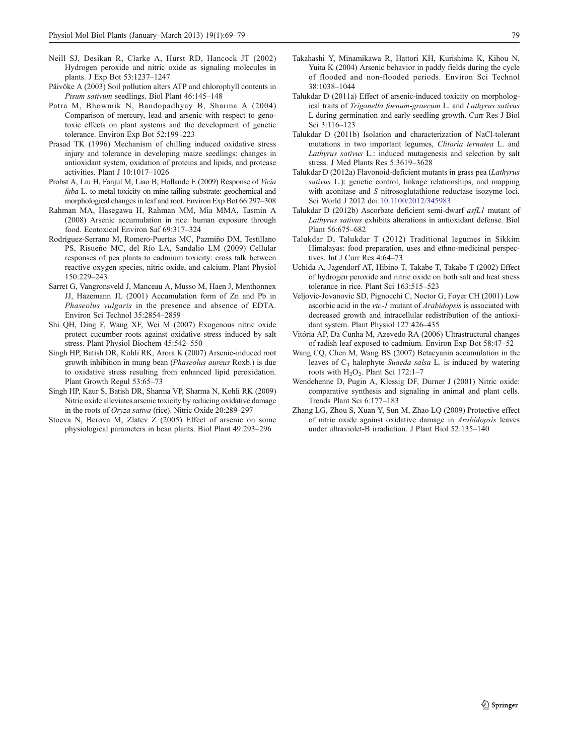Neill SJ, Desikan R, Clarke A, Hurst RD, Hancock JT (2002) Hydrogen peroxide and nitric oxide as signaling molecules in plants. J Exp Bot 53:1237–1247

Päivöke A (2003) Soil pollution alters ATP and chlorophyll contents in *Pisum sativum* seedlings. Biol Plant 46:145–148

Patra M, Bhowmik N, Bandopadhyay B, Sharma A (2004) Comparison of mercury, lead and arsenic with respect to genotoxic effects on plant systems and the development of genetic tolerance. Environ Exp Bot 52:199–223

Prasad TK (1996) Mechanism of chilling induced oxidative stress injury and tolerance in developing maize seedlings: changes in antioxidant system, oxidation of proteins and lipids, and protease activities. Plant J 10:1017–1026

Probst A, Liu H, Fanjul M, Liao B, Hollande E (2009) Response of *Vicia faba* L. to metal toxicity on mine tailing substrate: geochemical and morphological changes in leaf and root. Environ Exp Bot 66:297–308

Rahman MA, Hasegawa H, Rahman MM, Mia MMA, Tasmin A (2008) Arsenic accumulation in rice: human exposure through food. Ecotoxicol Environ Saf 69:317–324

Rodríguez-Serrano M, Romero-Puertas MC, Pazmiño DM, Testillano PS, Risueño MC, del Río LA, Sandalio LM (2009) Cellular responses of pea plants to cadmium toxicity: cross talk between reactive oxygen species, nitric oxide, and calcium. Plant Physiol 150:229–243

Sarret G, Vangronsveld J, Manceau A, Musso M, Haen J, Menthonnex JJ, Hazemann JL (2001) Accumulation form of Zn and Pb in *Phaseolus vulgaris* in the presence and absence of EDTA. Environ Sci Technol 35:2854–2859

Shi QH, Ding F, Wang XF, Wei M (2007) Exogenous nitric oxide protect cucumber roots against oxidative stress induced by salt stress. Plant Physiol Biochem 45:542–550

Singh HP, Batish DR, Kohli RK, Arora K (2007) Arsenic-induced root growth inhibition in mung bean (*Phaseolus aureus* Roxb.) is due to oxidative stress resulting from enhanced lipid peroxidation. Plant Growth Regul 53:65–73

Singh HP, Kaur S, Batish DR, Sharma VP, Sharma N, Kohli RK (2009) Nitric oxide alleviates arsenic toxicity by reducing oxidative damage in the roots of *Oryza sativa* (rice). Nitric Oxide 20:289–297

Stoeva N, Berova M, Zlatev Z (2005) Effect of arsenic on some physiological parameters in bean plants. Biol Plant 49:293–296

Takahashi Y, Minamikawa R, Hattori KH, Kurishima K, Kihou N, Yuita K (2004) Arsenic behavior in paddy fields during the cycle of flooded and non-flooded periods. Environ Sci Technol 38:1038–1044

Talukdar D (2011a) Effect of arsenic-induced toxicity on morphological traits of *Trigonella foenum-graecum* L. and *Lathyrus sativus* L during germination and early seedling growth. Curr Res J Biol Sci 3:116–123

Talukdar D (2011b) Isolation and characterization of NaCl-tolerant mutations in two important legumes, *Clitoria ternatea* L. and *Lathyrus sativus* L.: induced mutagenesis and selection by salt stress. J Med Plants Res 5:3619–3628

Talukdar D (2012a) Flavonoid-deficient mutants in grass pea (*Lathyrus sativus* L.): genetic control, linkage relationships, and mapping with aconitase and *S* nitrosoglutathione reductase isozyme loci. Sci World J 2012 doi:10.1100/2012/345983

Talukdar D (2012b) Ascorbate deficient semi-dwarf *asfL1* mutant of *Lathyrus sativus* exhibits alterations in antioxidant defense. Biol Plant 56:675–682

Talukdar D, Talukdar T (2012) Traditional legumes in Sikkim Himalayas: food preparation, uses and ethno-medicinal perspectives. Int J Curr Res 4:64–73

Uchida A, Jagendorf AT, Hibino T, Takabe T, Takabe T (2002) Effect of hydrogen peroxide and nitric oxide on both salt and heat stress tolerance in rice. Plant Sci 163:515–523

Veljovic-Jovanovic SD, Pignocchi C, Noctor G, Foyer CH (2001) Low ascorbic acid in the *vtc-1* mutant of *Arabidopsis* is associated with decreased growth and intracellular redistribution of the antioxidant system. Plant Physiol 127:426–435

Vitória AP, Da Cunha M, Azevedo RA (2006) Ultrastructural changes of radish leaf exposed to cadmium. Environ Exp Bot 58:47–52

Wang CQ, Chen M, Wang BS (2007) Betacyanin accumulation in the leaves of $C_3$ halophyte *Suaeda salsa* L. is induced by watering roots with $H_2O_2$. Plant Sci 172:1–7

Wendehenne D, Pugin A, Klessig DF, Durner J (2001) Nitric oxide: comparative synthesis and signaling in animal and plant cells. Trends Plant Sci 6:177–183

Zhang LG, Zhou S, Xuan Y, Sun M, Zhao LQ (2009) Protective effect of nitric oxide against oxidative damage in *Arabidopsis* leaves under ultraviolet-B irradiation. J Plant Biol 52:135–140